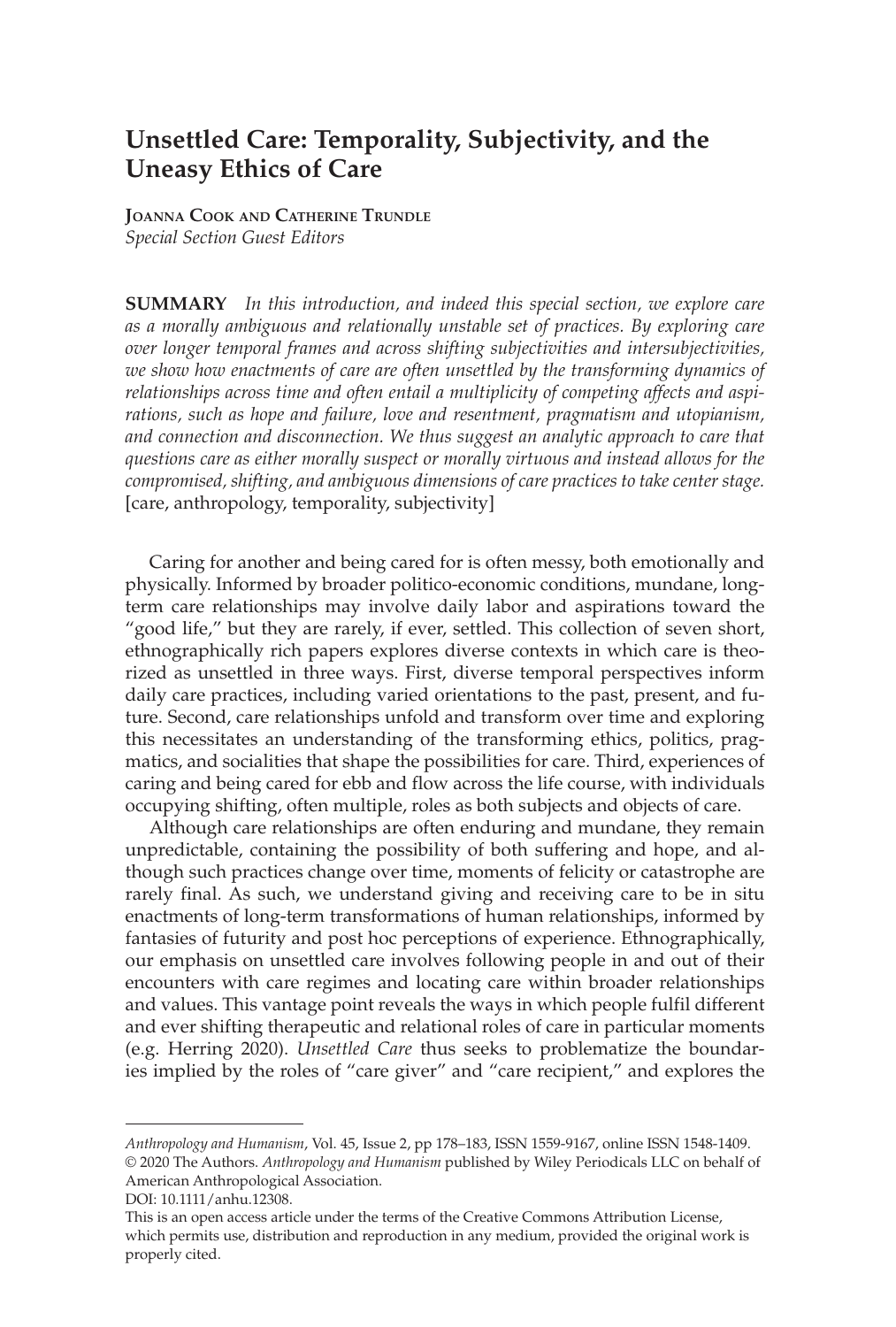# Unsettled Care: Temporality, Subjectivity, and the Uneasy Ethics of Care

**Joanna Cook and Catherine Trundle**
*Special Section Guest Editors*

**SUMMARY** *In this introduction, and indeed this special section, we explore care as a morally ambiguous and relationally unstable set of practices. By exploring care over longer temporal frames and across shifting subjectivities and intersubjectivities, we show how enactments of care are often unsettled by the transforming dynamics of relationships across time and often entail a multiplicity of competing affects and aspirations, such as hope and failure, love and resentment, pragmatism and utopianism, and connection and disconnection. We thus suggest an analytic approach to care that questions care as either morally suspect or morally virtuous and instead allows for the compromised, shifting, and ambiguous dimensions of care practices to take center stage.* [care, anthropology, temporality, subjectivity]

Caring for another and being cared for is often messy, both emotionally and physically. Informed by broader politico-economic conditions, mundane, long-term care relationships may involve daily labor and aspirations toward the "good life," but they are rarely, if ever, settled. This collection of seven short, ethnographically rich papers explores diverse contexts in which care is theorized as unsettled in three ways. First, diverse temporal perspectives inform daily care practices, including varied orientations to the past, present, and future. Second, care relationships unfold and transform over time and exploring this necessitates an understanding of the transforming ethics, politics, pragmatics, and socialities that shape the possibilities for care. Third, experiences of caring and being cared for ebb and flow across the life course, with individuals occupying shifting, often multiple, roles as both subjects and objects of care.

Although care relationships are often enduring and mundane, they remain unpredictable, containing the possibility of both suffering and hope, and although such practices change over time, moments of felicity or catastrophe are rarely final. As such, we understand giving and receiving care to be in situ enactments of long-term transformations of human relationships, informed by fantasies of futurity and post hoc perceptions of experience. Ethnographically, our emphasis on unsettled care involves following people in and out of their encounters with care regimes and locating care within broader relationships and values. This vantage point reveals the ways in which people fulfil different and ever shifting therapeutic and relational roles of care in particular moments (e.g. Herring 2020). *Unsettled Care* thus seeks to problematize the boundaries implied by the roles of "care giver" and "care recipient," and explores the

---

*Anthropology and Humanism*, Vol. 45, Issue 2, pp 178–183, ISSN 1559-9167, online ISSN 1548-1409.
© 2020 The Authors. *Anthropology and Humanism* published by Wiley Periodicals LLC on behalf of American Anthropological Association.
DOI: 10.1111/anhu.12308.
This is an open access article under the terms of the Creative Commons Attribution License, which permits use, distribution and reproduction in any medium, provided the original work is properly cited.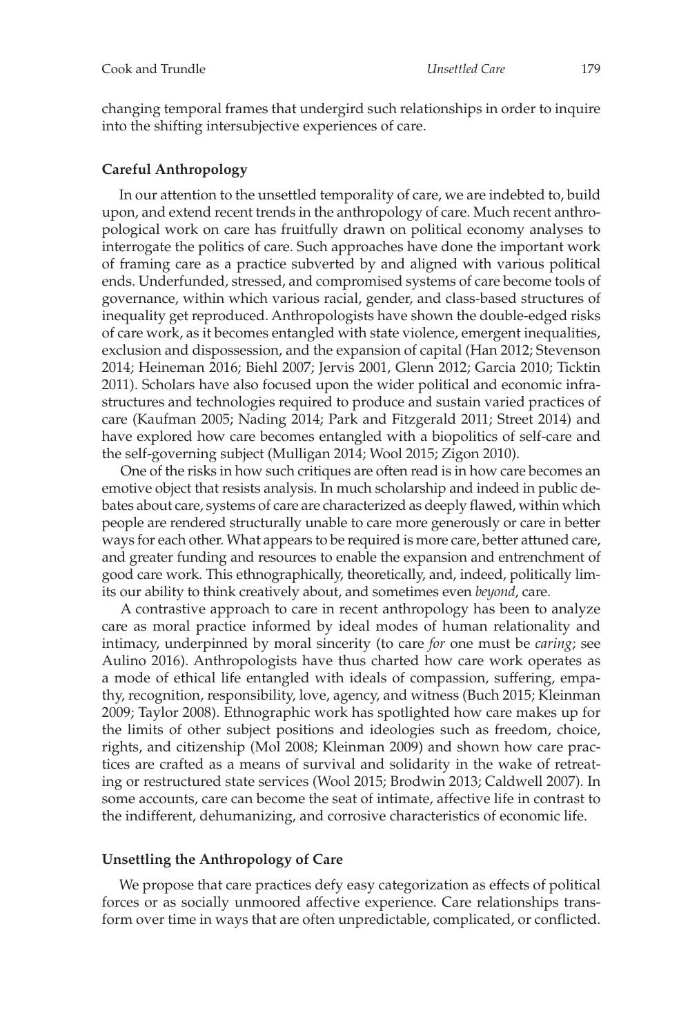changing temporal frames that undergird such relationships in order to inquire into the shifting intersubjective experiences of care.

### Careful Anthropology

In our attention to the unsettled temporality of care, we are indebted to, build upon, and extend recent trends in the anthropology of care. Much recent anthropological work on care has fruitfully drawn on political economy analyses to interrogate the politics of care. Such approaches have done the important work of framing care as a practice subverted by and aligned with various political ends. Underfunded, stressed, and compromised systems of care become tools of governance, within which various racial, gender, and class-based structures of inequality get reproduced. Anthropologists have shown the double-edged risks of care work, as it becomes entangled with state violence, emergent inequalities, exclusion and dispossession, and the expansion of capital (Han 2012; Stevenson 2014; Heineman 2016; Biehl 2007; Jervis 2001, Glenn 2012; Garcia 2010; Ticktin 2011). Scholars have also focused upon the wider political and economic infrastructures and technologies required to produce and sustain varied practices of care (Kaufman 2005; Nading 2014; Park and Fitzgerald 2011; Street 2014) and have explored how care becomes entangled with a biopolitics of self-care and the self-governing subject (Mulligan 2014; Wool 2015; Zigon 2010).

One of the risks in how such critiques are often read is in how care becomes an emotive object that resists analysis. In much scholarship and indeed in public debates about care, systems of care are characterized as deeply flawed, within which people are rendered structurally unable to care more generously or care in better ways for each other. What appears to be required is more care, better attuned care, and greater funding and resources to enable the expansion and entrenchment of good care work. This ethnographically, theoretically, and, indeed, politically limits our ability to think creatively about, and sometimes even *beyond*, care.

A contrastive approach to care in recent anthropology has been to analyze care as moral practice informed by ideal modes of human relationality and intimacy, underpinned by moral sincerity (to care *for* one must be *caring*; see Aulino 2016). Anthropologists have thus charted how care work operates as a mode of ethical life entangled with ideals of compassion, suffering, empathy, recognition, responsibility, love, agency, and witness (Buch 2015; Kleinman 2009; Taylor 2008). Ethnographic work has spotlighted how care makes up for the limits of other subject positions and ideologies such as freedom, choice, rights, and citizenship (Mol 2008; Kleinman 2009) and shown how care practices are crafted as a means of survival and solidarity in the wake of retreating or restructured state services (Wool 2015; Brodwin 2013; Caldwell 2007). In some accounts, care can become the seat of intimate, affective life in contrast to the indifferent, dehumanizing, and corrosive characteristics of economic life.

### Unsettling the Anthropology of Care

We propose that care practices defy easy categorization as effects of political forces or as socially unmoored affective experience. Care relationships transform over time in ways that are often unpredictable, complicated, or conflicted.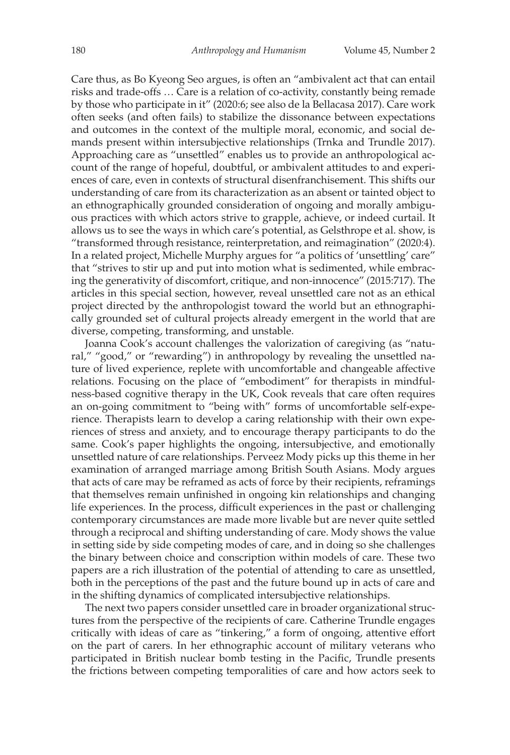Care thus, as Bo Kyeong Seo argues, is often an "ambivalent act that can entail risks and trade-offs … Care is a relation of co-activity, constantly being remade by those who participate in it" (2020:6; see also de la Bellacasa 2017). Care work often seeks (and often fails) to stabilize the dissonance between expectations and outcomes in the context of the multiple moral, economic, and social demands present within intersubjective relationships (Trnka and Trundle 2017). Approaching care as "unsettled" enables us to provide an anthropological account of the range of hopeful, doubtful, or ambivalent attitudes to and experiences of care, even in contexts of structural disenfranchisement. This shifts our understanding of care from its characterization as an absent or tainted object to an ethnographically grounded consideration of ongoing and morally ambiguous practices with which actors strive to grapple, achieve, or indeed curtail. It allows us to see the ways in which care's potential, as Gelsthrope et al. show, is "transformed through resistance, reinterpretation, and reimagination" (2020:4). In a related project, Michelle Murphy argues for "a politics of 'unsettling' care" that "strives to stir up and put into motion what is sedimented, while embracing the generativity of discomfort, critique, and non-innocence" (2015:717). The articles in this special section, however, reveal unsettled care not as an ethical project directed by the anthropologist toward the world but an ethnographically grounded set of cultural projects already emergent in the world that are diverse, competing, transforming, and unstable.

Joanna Cook's account challenges the valorization of caregiving (as "natural," "good," or "rewarding") in anthropology by revealing the unsettled nature of lived experience, replete with uncomfortable and changeable affective relations. Focusing on the place of "embodiment" for therapists in mindfulness-based cognitive therapy in the UK, Cook reveals that care often requires an on-going commitment to "being with" forms of uncomfortable self-experience. Therapists learn to develop a caring relationship with their own experiences of stress and anxiety, and to encourage therapy participants to do the same. Cook's paper highlights the ongoing, intersubjective, and emotionally unsettled nature of care relationships. Perveez Mody picks up this theme in her examination of arranged marriage among British South Asians. Mody argues that acts of care may be reframed as acts of force by their recipients, reframings that themselves remain unfinished in ongoing kin relationships and changing life experiences. In the process, difficult experiences in the past or challenging contemporary circumstances are made more livable but are never quite settled through a reciprocal and shifting understanding of care. Mody shows the value in setting side by side competing modes of care, and in doing so she challenges the binary between choice and conscription within models of care. These two papers are a rich illustration of the potential of attending to care as unsettled, both in the perceptions of the past and the future bound up in acts of care and in the shifting dynamics of complicated intersubjective relationships.

The next two papers consider unsettled care in broader organizational structures from the perspective of the recipients of care. Catherine Trundle engages critically with ideas of care as "tinkering," a form of ongoing, attentive effort on the part of carers. In her ethnographic account of military veterans who participated in British nuclear bomb testing in the Pacific, Trundle presents the frictions between competing temporalities of care and how actors seek to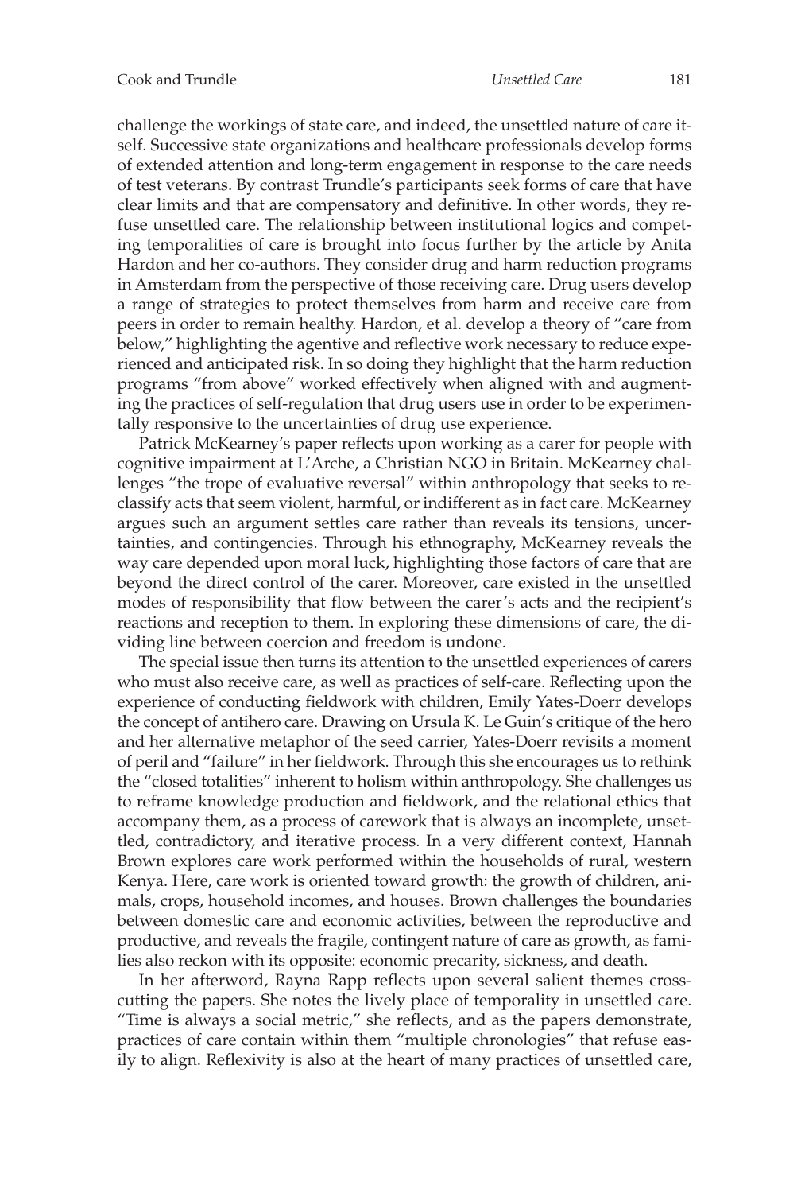challenge the workings of state care, and indeed, the unsettled nature of care itself. Successive state organizations and healthcare professionals develop forms of extended attention and long-term engagement in response to the care needs of test veterans. By contrast Trundle's participants seek forms of care that have clear limits and that are compensatory and definitive. In other words, they refuse unsettled care. The relationship between institutional logics and competing temporalities of care is brought into focus further by the article by Anita Hardon and her co-authors. They consider drug and harm reduction programs in Amsterdam from the perspective of those receiving care. Drug users develop a range of strategies to protect themselves from harm and receive care from peers in order to remain healthy. Hardon, et al. develop a theory of "care from below," highlighting the agentive and reflective work necessary to reduce experienced and anticipated risk. In so doing they highlight that the harm reduction programs "from above" worked effectively when aligned with and augmenting the practices of self-regulation that drug users use in order to be experimentally responsive to the uncertainties of drug use experience.

Patrick McKearney's paper reflects upon working as a carer for people with cognitive impairment at L'Arche, a Christian NGO in Britain. McKearney challenges "the trope of evaluative reversal" within anthropology that seeks to reclassify acts that seem violent, harmful, or indifferent as in fact care. McKearney argues such an argument settles care rather than reveals its tensions, uncertainties, and contingencies. Through his ethnography, McKearney reveals the way care depended upon moral luck, highlighting those factors of care that are beyond the direct control of the carer. Moreover, care existed in the unsettled modes of responsibility that flow between the carer's acts and the recipient's reactions and reception to them. In exploring these dimensions of care, the dividing line between coercion and freedom is undone.

The special issue then turns its attention to the unsettled experiences of carers who must also receive care, as well as practices of self-care. Reflecting upon the experience of conducting fieldwork with children, Emily Yates-Doerr develops the concept of antihero care. Drawing on Ursula K. Le Guin's critique of the hero and her alternative metaphor of the seed carrier, Yates-Doerr revisits a moment of peril and "failure" in her fieldwork. Through this she encourages us to rethink the "closed totalities" inherent to holism within anthropology. She challenges us to reframe knowledge production and fieldwork, and the relational ethics that accompany them, as a process of carework that is always an incomplete, unsettled, contradictory, and iterative process. In a very different context, Hannah Brown explores care work performed within the households of rural, western Kenya. Here, care work is oriented toward growth: the growth of children, animals, crops, household incomes, and houses. Brown challenges the boundaries between domestic care and economic activities, between the reproductive and productive, and reveals the fragile, contingent nature of care as growth, as families also reckon with its opposite: economic precarity, sickness, and death.

In her afterword, Rayna Rapp reflects upon several salient themes crosscutting the papers. She notes the lively place of temporality in unsettled care. "Time is always a social metric," she reflects, and as the papers demonstrate, practices of care contain within them "multiple chronologies" that refuse easily to align. Reflexivity is also at the heart of many practices of unsettled care,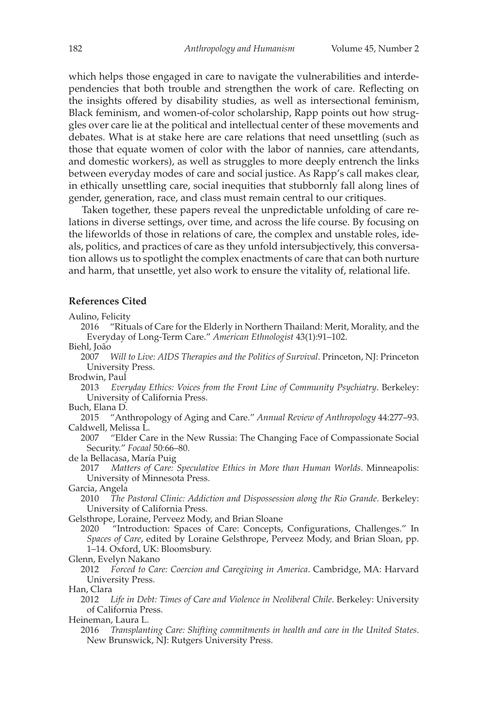which helps those engaged in care to navigate the vulnerabilities and interdependencies that both trouble and strengthen the work of care. Reflecting on the insights offered by disability studies, as well as intersectional feminism, Black feminism, and women-of-color scholarship, Rapp points out how struggles over care lie at the political and intellectual center of these movements and debates. What is at stake here are care relations that need unsettling (such as those that equate women of color with the labor of nannies, care attendants, and domestic workers), as well as struggles to more deeply entrench the links between everyday modes of care and social justice. As Rapp's call makes clear, in ethically unsettling care, social inequities that stubbornly fall along lines of gender, generation, race, and class must remain central to our critiques.

Taken together, these papers reveal the unpredictable unfolding of care relations in diverse settings, over time, and across the life course. By focusing on the lifeworlds of those in relations of care, the complex and unstable roles, ideals, politics, and practices of care as they unfold intersubjectively, this conversation allows us to spotlight the complex enactments of care that can both nurture and harm, that unsettle, yet also work to ensure the vitality of, relational life.

## References Cited

Aulino, Felicity
2016 "Rituals of Care for the Elderly in Northern Thailand: Merit, Morality, and the Everyday of Long-Term Care." *American Ethnologist* 43(1):91–102.

Biehl, João
2007 *Will to Live: AIDS Therapies and the Politics of Survival*. Princeton, NJ: Princeton University Press.

Brodwin, Paul
2013 *Everyday Ethics: Voices from the Front Line of Community Psychiatry*. Berkeley: University of California Press.

Buch, Elana D.
2015 "Anthropology of Aging and Care." *Annual Review of Anthropology* 44:277–93.

Caldwell, Melissa L.
2007 "Elder Care in the New Russia: The Changing Face of Compassionate Social Security." *Focaal* 50:66–80.

de la Bellacasa, María Puig
2017 *Matters of Care: Speculative Ethics in More than Human Worlds*. Minneapolis: University of Minnesota Press.

Garcia, Angela
2010 *The Pastoral Clinic: Addiction and Dispossession along the Rio Grande*. Berkeley: University of California Press.

Gelsthrope, Loraine, Perveez Mody, and Brian Sloane
2020 "Introduction: Spaces of Care: Concepts, Configurations, Challenges." In *Spaces of Care*, edited by Loraine Gelsthrope, Perveez Mody, and Brian Sloan, pp. 1–14. Oxford, UK: Bloomsbury.

Glenn, Evelyn Nakano
2012 *Forced to Care: Coercion and Caregiving in America*. Cambridge, MA: Harvard University Press.

Han, Clara
2012 *Life in Debt: Times of Care and Violence in Neoliberal Chile*. Berkeley: University of California Press.

Heineman, Laura L.
2016 *Transplanting Care: Shifting commitments in health and care in the United States*. New Brunswick, NJ: Rutgers University Press.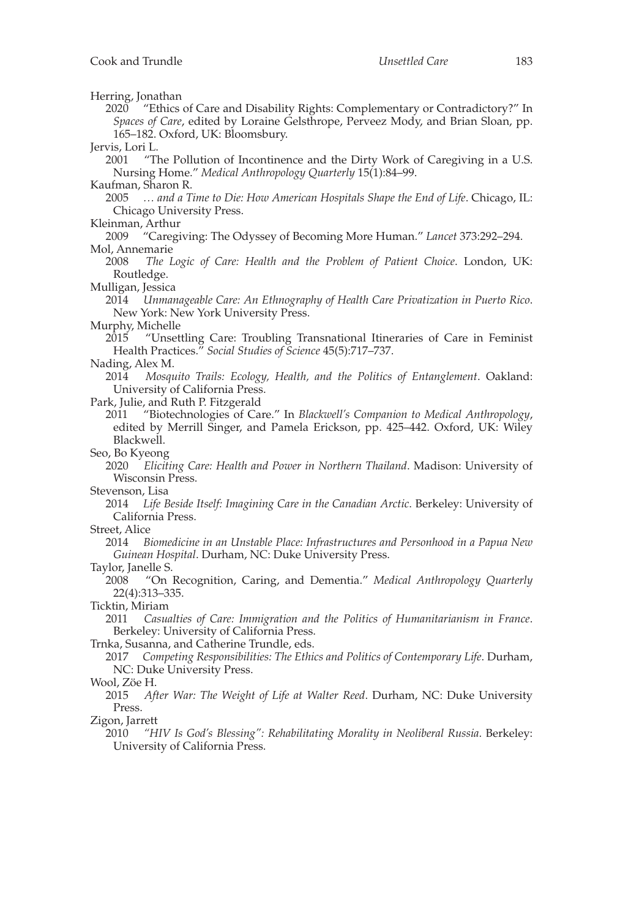Herring, Jonathan
2020 “Ethics of Care and Disability Rights: Complementary or Contradictory?” In *Spaces of Care*, edited by Loraine Gelsthrope, Perveez Mody, and Brian Sloan, pp. 165–182. Oxford, UK: Bloomsbury.

Jervis, Lori L.
2001 “The Pollution of Incontinence and the Dirty Work of Caregiving in a U.S. Nursing Home.” *Medical Anthropology Quarterly* 15(1):84–99.

Kaufman, Sharon R.
2005 *… and a Time to Die: How American Hospitals Shape the End of Life*. Chicago, IL: Chicago University Press.

Kleinman, Arthur
2009 “Caregiving: The Odyssey of Becoming More Human.” *Lancet* 373:292–294.

Mol, Annemarie
2008 *The Logic of Care: Health and the Problem of Patient Choice*. London, UK: Routledge.

Mulligan, Jessica
2014 *Unmanageable Care: An Ethnography of Health Care Privatization in Puerto Rico*. New York: New York University Press.

Murphy, Michelle
2015 “Unsettling Care: Troubling Transnational Itineraries of Care in Feminist Health Practices.” *Social Studies of Science* 45(5):717–737.

Nading, Alex M.
2014 *Mosquito Trails: Ecology, Health, and the Politics of Entanglement*. Oakland: University of California Press.

Park, Julie, and Ruth P. Fitzgerald
2011 “Biotechnologies of Care.” In *Blackwell's Companion to Medical Anthropology*, edited by Merrill Singer, and Pamela Erickson, pp. 425–442. Oxford, UK: Wiley Blackwell.

Seo, Bo Kyeong
2020 *Eliciting Care: Health and Power in Northern Thailand*. Madison: University of Wisconsin Press.

Stevenson, Lisa
2014 *Life Beside Itself: Imagining Care in the Canadian Arctic*. Berkeley: University of California Press.

Street, Alice
2014 *Biomedicine in an Unstable Place: Infrastructures and Personhood in a Papua New Guinean Hospital*. Durham, NC: Duke University Press.

Taylor, Janelle S.
2008 “On Recognition, Caring, and Dementia.” *Medical Anthropology Quarterly* 22(4):313–335.

Ticktin, Miriam
2011 *Casualties of Care: Immigration and the Politics of Humanitarianism in France*. Berkeley: University of California Press.

Trnka, Susanna, and Catherine Trundle, eds.
2017 *Competing Responsibilities: The Ethics and Politics of Contemporary Life*. Durham, NC: Duke University Press.

Wool, Zöe H.
2015 *After War: The Weight of Life at Walter Reed*. Durham, NC: Duke University Press.

Zigon, Jarrett
2010 *“HIV Is God's Blessing”: Rehabilitating Morality in Neoliberal Russia*. Berkeley: University of California Press.